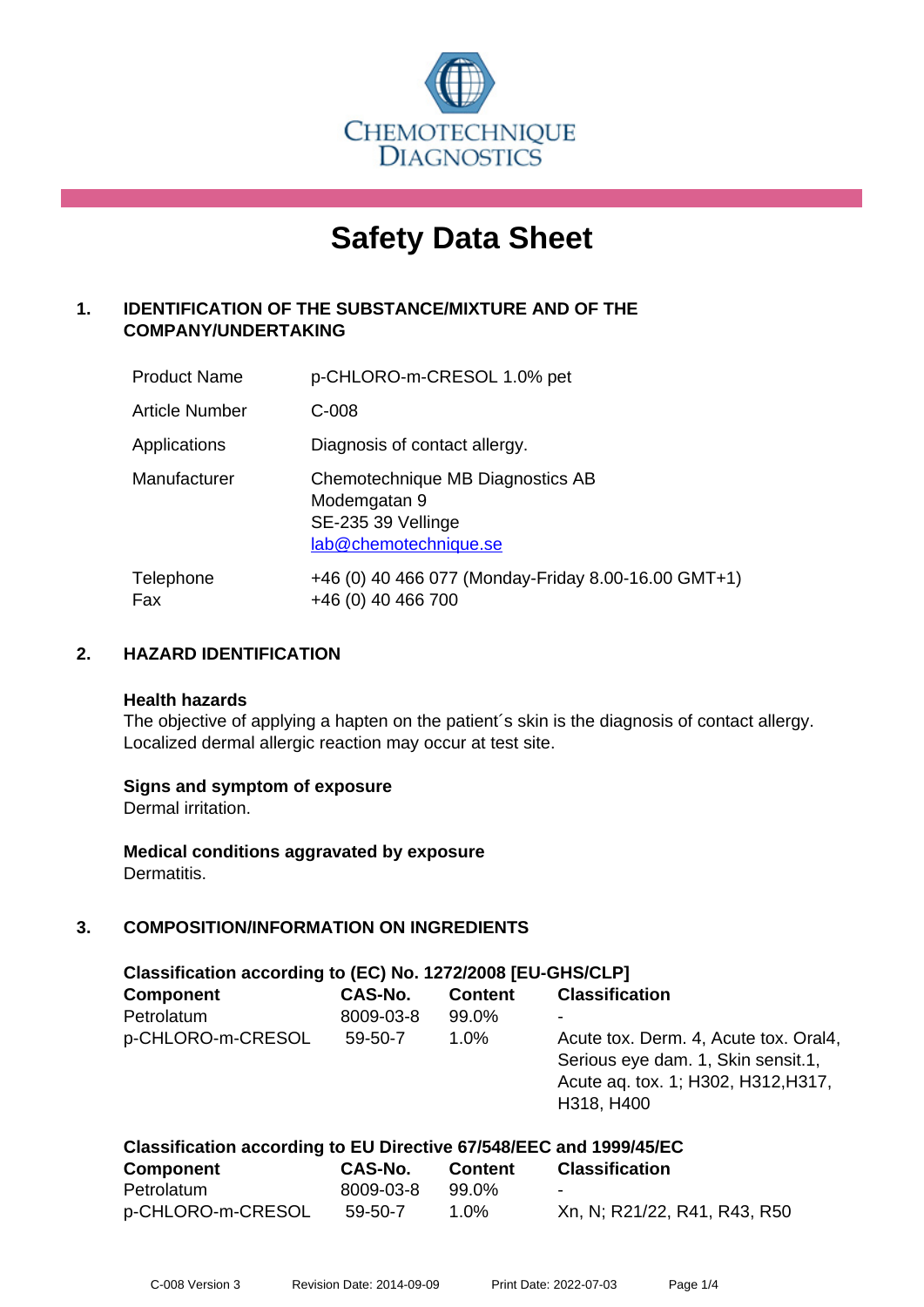CHEMOTECHNIQUE DIAGNOSTICS

# Safety Data Sheet

## 1. IDENTIFICATION OF THE SUBSTANCE/MIXTURE AND OF THE COMPANY/UNDERTAKING

| | |
|---|---|
| Product Name | p-CHLORO-m-CRESOL 1.0% pet |
| Article Number | C-008 |
| Applications | Diagnosis of contact allergy. |
| Manufacturer | Chemotechnique MB Diagnostics AB<br>Modemgatan 9<br>SE-235 39 Vellinge<br>lab@chemotechnique.se |
| Telephone<br>Fax | +46 (0) 40 466 077 (Monday-Friday 8.00-16.00 GMT+1)<br>+46 (0) 40 466 700 |

## 2. HAZARD IDENTIFICATION

**Health hazards**
The objective of applying a hapten on the patient´s skin is the diagnosis of contact allergy. Localized dermal allergic reaction may occur at test site.

**Signs and symptom of exposure**
Dermal irritation.

**Medical conditions aggravated by exposure**
Dermatitis.

## 3. COMPOSITION/INFORMATION ON INGREDIENTS

**Classification according to (EC) No. 1272/2008 [EU-GHS/CLP]**

| Component | CAS-No. | Content | Classification |
|---|---|---|---|
| Petrolatum | 8009-03-8 | 99.0% | - |
| p-CHLORO-m-CRESOL | 59-50-7 | 1.0% | Acute tox. Derm. 4, Acute tox. Oral4, Serious eye dam. 1, Skin sensit.1, Acute aq. tox. 1; H302, H312,H317, H318, H400 |

**Classification according to EU Directive 67/548/EEC and 1999/45/EC**

| Component | CAS-No. | Content | Classification |
|---|---|---|---|
| Petrolatum | 8009-03-8 | 99.0% | - |
| p-CHLORO-m-CRESOL | 59-50-7 | 1.0% | Xn, N; R21/22, R41, R43, R50 |

C-008 Version 3 Revision Date: 2014-09-09 Print Date: 2022-07-03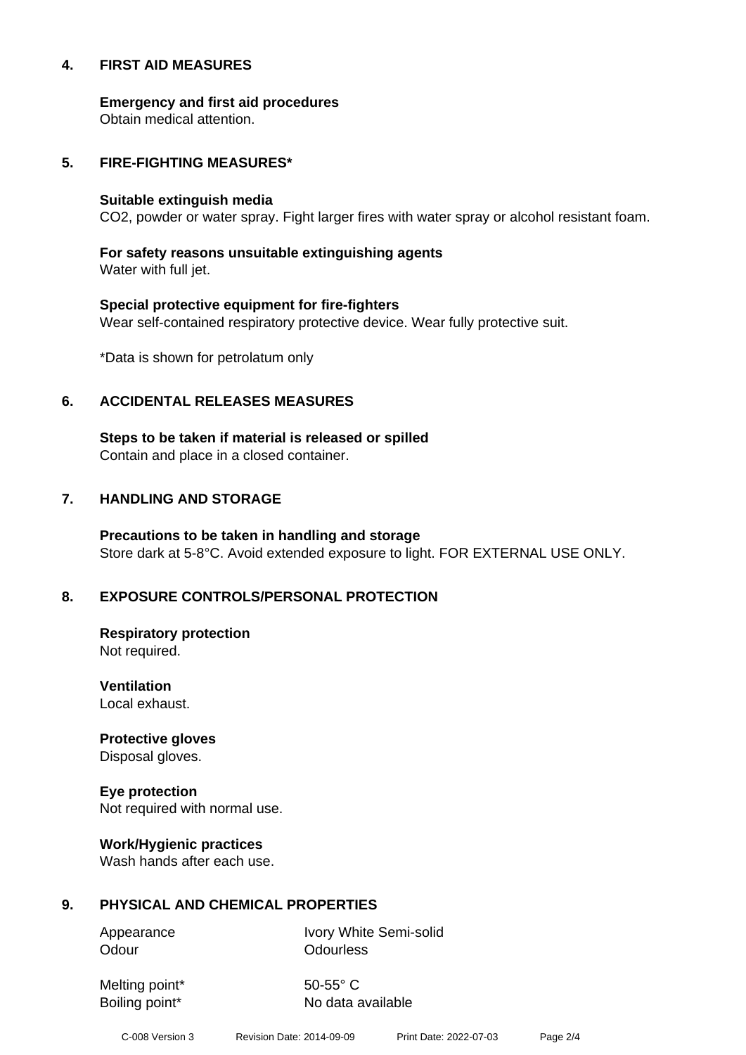## 4. FIRST AID MEASURES

**Emergency and first aid procedures**
Obtain medical attention.

## 5. FIRE-FIGHTING MEASURES*

**Suitable extinguish media**
$CO_2$, powder or water spray. Fight larger fires with water spray or alcohol resistant foam.

**For safety reasons unsuitable extinguishing agents**
Water with full jet.

**Special protective equipment for fire-fighters**
Wear self-contained respiratory protective device. Wear fully protective suit.

*Data is shown for petrolatum only

## 6. ACCIDENTAL RELEASES MEASURES

**Steps to be taken if material is released or spilled**
Contain and place in a closed container.

## 7. HANDLING AND STORAGE

**Precautions to be taken in handling and storage**
Store dark at 5-8°C. Avoid extended exposure to light. FOR EXTERNAL USE ONLY.

## 8. EXPOSURE CONTROLS/PERSONAL PROTECTION

**Respiratory protection**
Not required.

**Ventilation**
Local exhaust.

**Protective gloves**
Disposal gloves.

**Eye protection**
Not required with normal use.

**Work/Hygienic practices**
Wash hands after each use.

## 9. PHYSICAL AND CHEMICAL PROPERTIES

| | |
|---|---|
| Appearance | Ivory White Semi-solid |
| Odour | Odourless |
| Melting point* | 50-55° C |
| Boiling point* | No data available |

C-008 Version 3 Revision Date: 2014-09-09 Print Date: 2022-07-03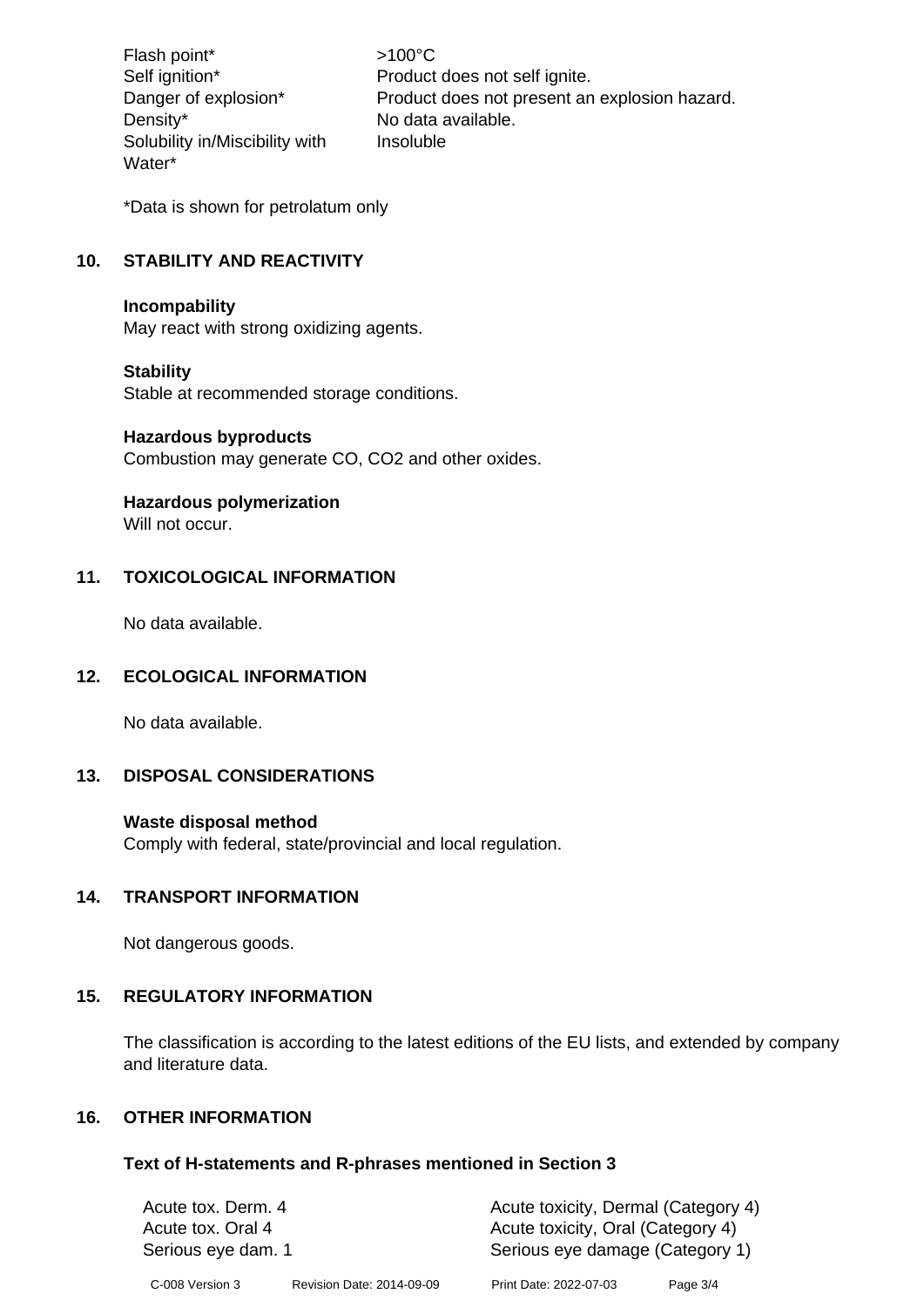| | |
|---|---|
| Flash point* | >100°C |
| Self ignition* | Product does not self ignite. |
| Danger of explosion* | Product does not present an explosion hazard. |
| Density* | No data available. |
| Solubility in/Miscibility with Water* | Insoluble |

*Data is shown for petrolatum only

## 10. STABILITY AND REACTIVITY

**Incompability**
May react with strong oxidizing agents.

**Stability**
Stable at recommended storage conditions.

**Hazardous byproducts**
Combustion may generate CO, $CO_2$ and other oxides.

**Hazardous polymerization**
Will not occur.

## 11. TOXICOLOGICAL INFORMATION

No data available.

## 12. ECOLOGICAL INFORMATION

No data available.

## 13. DISPOSAL CONSIDERATIONS

**Waste disposal method**
Comply with federal, state/provincial and local regulation.

## 14. TRANSPORT INFORMATION

Not dangerous goods.

## 15. REGULATORY INFORMATION

The classification is according to the latest editions of the EU lists, and extended by company and literature data.

## 16. OTHER INFORMATION

### Text of H-statements and R-phrases mentioned in Section 3

| | |
|---|---|
| Acute tox. Derm. 4 | Acute toxicity, Dermal (Category 4) |
| Acute tox. Oral 4 | Acute toxicity, Oral (Category 4) |
| Serious eye dam. 1 | Serious eye damage (Category 1) |

C-008 Version 3 Revision Date: 2014-09-09 Print Date: 2022-07-03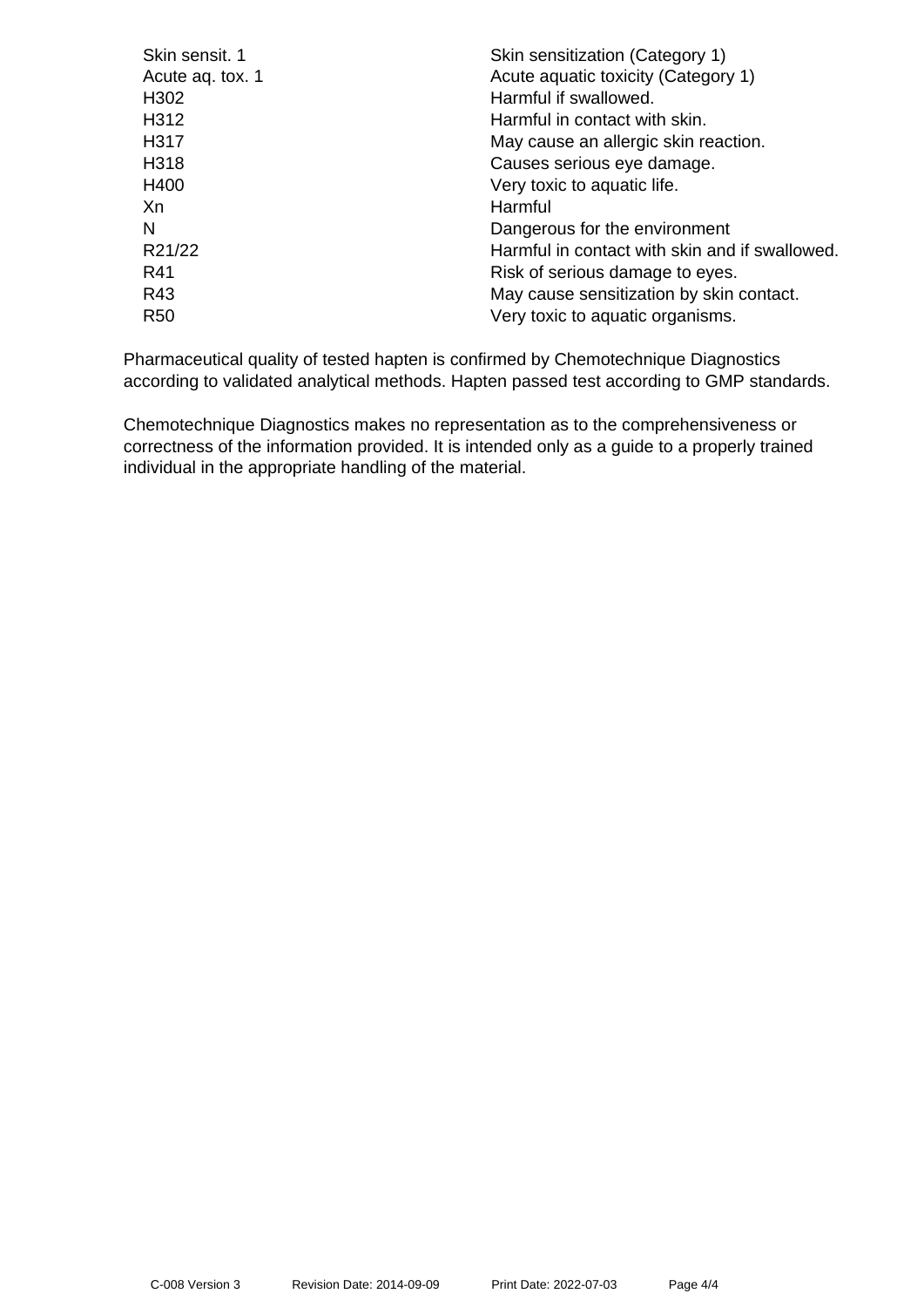| | |
|---|---|
| Skin sensit. 1 | Skin sensitization (Category 1) |
| Acute aq. tox. 1 | Acute aquatic toxicity (Category 1) |
| H302 | Harmful if swallowed. |
| H312 | Harmful in contact with skin. |
| H317 | May cause an allergic skin reaction. |
| H318 | Causes serious eye damage. |
| H400 | Very toxic to aquatic life. |
| Xn | Harmful |
| N | Dangerous for the environment |
| R21/22 | Harmful in contact with skin and if swallowed. |
| R41 | Risk of serious damage to eyes. |
| R43 | May cause sensitization by skin contact. |
| R50 | Very toxic to aquatic organisms. |

Pharmaceutical quality of tested hapten is confirmed by Chemotechnique Diagnostics according to validated analytical methods. Hapten passed test according to GMP standards.

Chemotechnique Diagnostics makes no representation as to the comprehensiveness or correctness of the information provided. It is intended only as a guide to a properly trained individual in the appropriate handling of the material.